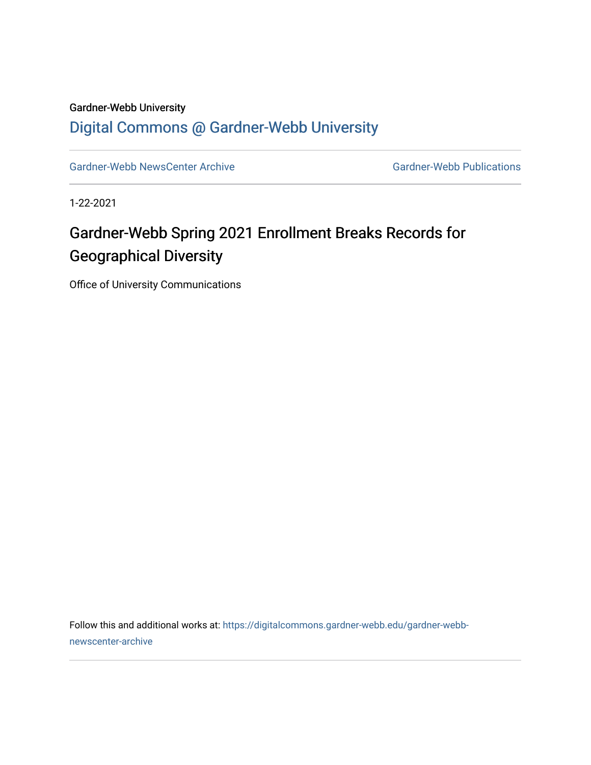Gardner-Webb University

Digital Commons @ Gardner-Webb University

Gardner-Webb NewsCenter Archive | Gardner-Webb Publications

1-22-2021

# Gardner-Webb Spring 2021 Enrollment Breaks Records for Geographical Diversity

Office of University Communications

Follow this and additional works at: https://digitalcommons.gardner-webb.edu/gardner-webb-newscenter-archive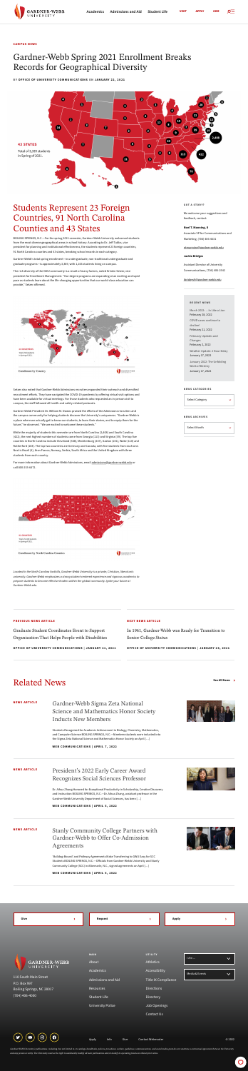CAMPUS NEWS

# Gardner-Webb Spring 2021 Enrollment Breaks Records for Geographical Diversity

BY **OFFICE OF UNIVERSITY COMMUNICATIONS** ON **JANUARY 22, 2021**

43 STATES
Total of 3,359 students in Spring of 2021.

## Students Represent 23 Foreign Countries, 91 North Carolina Counties and 43 States

BOILING SPRINGS, N.C.—For the spring 2021 semester, Gardner-Webb University welcomed students from the most diverse geographical areas in school history. According to Dr. Jeff Tubbs, vice president for planning and institutional effectiveness, the students represent 23 foreign countries, 91 North Carolina counties and 43 states, breaking school records in each category.

Gardner-Webb's total spring enrollment—in undergraduate and graduate programs—is approximately 3,359, with 1,136 students living on campus.

The rich diversity of the GWU community is a result of many factors, noted Kristen Setzer, vice president for Enrollment Management. "Our degree programs are expanding at an exciting and rapid pace as students hear about the life changing opportunities that our world class education can provide," Setzer affirmed.

23 COUNTRIES
Represented students in Spring of 2021.

Enrollment by Country

Setzer also noted that Gardner-Webb Admissions recruiters expanded their outreach and diversified recruitment efforts. They have navigated the COVID-19 pandemic by offering virtual visit options and have been available for virtual meetings. The events have expanded as in-person visit to campus, the staff followed all health and safety-related protocols.

Gardner-Webb President Dr. William M. Downs praised the efforts of the Admissions recruiters and the campus community for helping students discover the University's uniqueness. "Gardner-Webb is a place where we actually get to know our students, to learn their stories, and to equip them for the future," he observed. "We are excited to welcome these students."

While the majority of students this semester are from North Carolina (2,609) and South Carolina (422), the next highest number of students come from Georgia (113) and Virginia (59). The top five counties in North Carolina include Cleveland (546), Mecklenburg (147), Gaston (151), Wake (113) and Rutherford (102). The top two countries are Germany and Canada, with five students from each and Nepal & Brazil (4), then France, Norway, Serbia, South Africa and the United Kingdom with three students from each country.

For more information about Gardner-Webb Admissions, email admissions@gardner-webb.edu or call 800-253-6472.

91 COUNTIES
Total of 3,359 students in Spring of 2021.

Enrollment by North Carolina Counties

*Located in the North Carolina foothills, Gardner-Webb University is a private, Christian, liberal arts university. Gardner-Webb emphasizes a strong student-centered experience and rigorous academics to prepare students to become effective leaders within the global community. Ignite your future at Gardner-Webb.edu.*

GOT A STORY?

We welcome your suggestions and feedback, contact:

**Noel T. Manning, II**
Associate VP for Communications and Marketing, (704) 406-4631

ntmanning@gardner-webb.edu

**Jackie Bridges**
Assistant Director of University Communications, (704) 406-3942

jbridges@gardner-webb.edu

RECENT NEWS

- March 2022 … In Like a Lion February 28, 2022
- COVID cases continue to decline! February 11, 2022
- February Updates and Changes February 2, 2022
- Weather Update: 2-Hour Delay January 17, 2022
- January 2022: The Unfolding Work of Destiny January 17, 2022

NEWS CATEGORIES

Select Category

NEWS ARCHIVES

Select Month

PREVIOUS NEWS ARTICLE

Graduate Student Coordinates Event to Support Organization That Helps People with Disabilities

OFFICE OF UNIVERSITY COMMUNICATIONS | JANUARY 21, 2021

NEXT NEWS ARTICLE

In 1961, Gardner-Webb was Ready for Transition to Senior College Status

OFFICE OF UNIVERSITY COMMUNICATIONS | JANUARY 24, 2021

## Related News

See All News

NEWS ARTICLE

### Gardner-Webb Sigma Zeta National Science and Mathematics Honor Society Inducts New Members

Students Recognized for Academic Achievement in Biology, Chemistry, Mathematics, and Computer Science BOILING SPRINGS, N.C.—Nineteen students were inducted into the Sigma Zeta National Science and Mathematics Honor Society on April [...]

WEB COMMUNICATIONS | APRIL 7, 2022

NEWS ARTICLE

### President's 2022 Early Career Award Recognizes Social Sciences Professor

Dr. Aihua Zhang Honored for Exceptional Productivity in Scholarship, Creative Discovery and Instruction BOILING SPRINGS, N.C.—Dr. Aihua Zhang, assistant professor in the Gardner-Webb University Department of Social Sciences, has been [...]

WEB COMMUNICATIONS | APRIL 5, 2022

NEWS ARTICLE

### Stanly Community College Partners with Gardner-Webb to Offer Co-Admission Agreements

'Bulldog Bound' and Pathway Agreements Make Transferring to GWU Easy for SCC Students BOILING SPRINGS, N.C.—Officials from Gardner-Webb University and Stanly Community College (SCC) in Albemarle, N.C., signed agreements on April [...]

WEB COMMUNICATIONS | APRIL 5, 2022

Give | Request | Apply

GARDNER-WEBB UNIVERSITY

110 South Main Street
P.O. Box 997
Boiling Springs, NC 28017
(704) 406-4000

MAIN
- About
- Academics
- Admissions and Aid
- Resources
- Student Life
- University Police

UTILITY
- Athletics
- Accessibility
- Title IX Compliance
- Directions
- Directory
- Job Openings
- Contact Us

I Am… | Media & Events

Apply | Info | Give | Contact Webmaster | © 2022